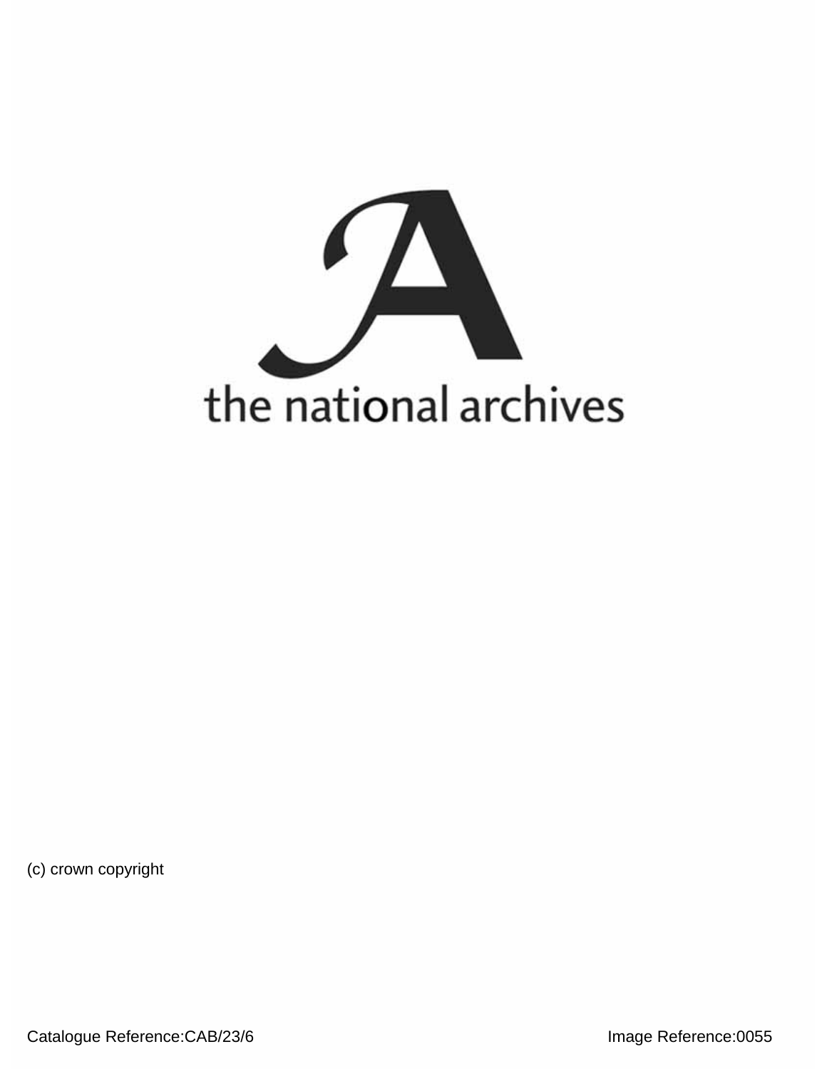the national archives

(c) crown copyright

Catalogue Reference:CAB/23/6

Image Reference:0055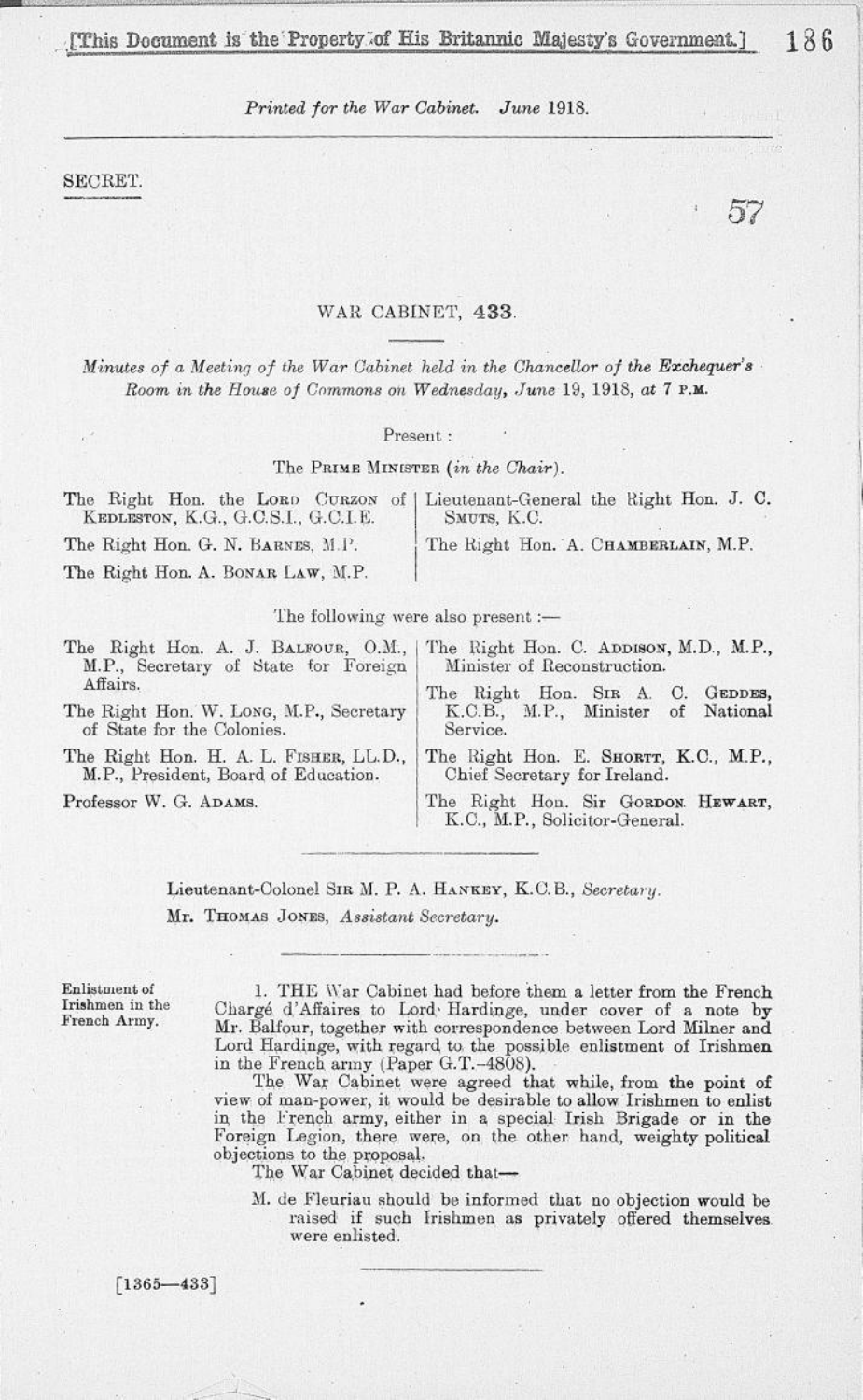[This Document is the Property of His Britannic Majesty's Government.]

*Printed for the War Cabinet. June 1918.*

SECRET.

57

# WAR CABINET, 433.

*Minutes of a Meeting of the War Cabinet held in the Chancellor of the Exchequer's Room in the House of Commons on Wednesday, June 19, 1918, at 7 P.M.*

Present:

The PRIME MINISTER (*in the Chair*).

The Right Hon. the LORD CURZON OF KEDLESTON, K.G., G.C.S.I., G.C.I.E.

The Right Hon. G. N. BARNES, M.P.

The Right Hon. A. BONAR LAW, M.P.

Lieutenant-General the Right Hon. J. C. SMUTS, K.C.

The Right Hon. A. CHAMBERLAIN, M.P.

The following were also present:—

The Right Hon. A. J. BALFOUR, O.M., M.P., Secretary of State for Foreign Affairs.

The Right Hon. W. LONG, M.P., Secretary of State for the Colonies.

The Right Hon. H. A. L. FISHER, LL.D., M.P., President, Board of Education.

Professor W. G. ADAMS.

The Right Hon. C. ADDISON, M.D., M.P., Minister of Reconstruction.

The Right Hon. SIR A. C. GEDDES, K.C.B., M.P., Minister of National Service.

The Right Hon. E. SHORTT, K.C., M.P., Chief Secretary for Ireland.

The Right Hon. Sir GORDON HEWART, K.C., M.P., Solicitor-General.

Lieutenant-Colonel SIR M. P. A. HANKEY, K.C.B., *Secretary*.

Mr. THOMAS JONES, *Assistant Secretary*.

**Enlistment of Irishmen in the French Army.**

1. THE War Cabinet had before them a letter from the French Chargé d'Affaires to Lord Hardinge, under cover of a note by Mr. Balfour, together with correspondence between Lord Milner and Lord Hardinge, with regard to the possible enlistment of Irishmen in the French army (Paper G.T.-4808).

The War Cabinet were agreed that while, from the point of view of man-power, it would be desirable to allow Irishmen to enlist in the French army, either in a special Irish Brigade or in the Foreign Legion, there were, on the other hand, weighty political objections to the proposal.

The War Cabinet decided that—

M. de Fleuriau should be informed that no objection would be raised if such Irishmen as privately offered themselves were enlisted.

[1365—433]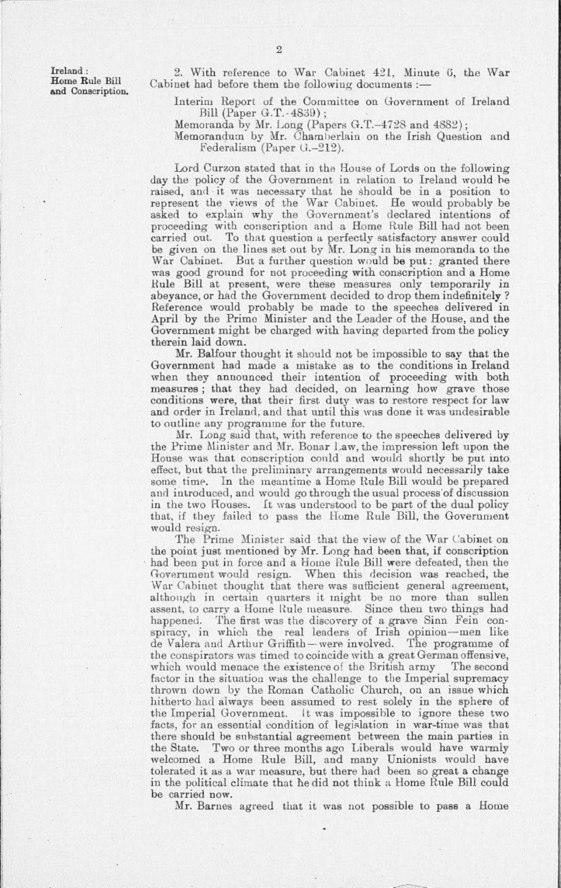**Ireland: Home Rule Bill and Conscription.**

2. With reference to War Cabinet 421, Minute 6, the War Cabinet had before them the following documents:—

- Interim Report of the Committee on Government of Ireland Bill (Paper G.T.-4839);
- Memoranda by Mr. Long (Papers G.T.-4728 and 4882);
- Memorandum by Mr. Chamberlain on the Irish Question and Federalism (Paper G.-212).

Lord Curzon stated that in the House of Lords on the following day the policy of the Government in relation to Ireland would be raised, and it was necessary that he should be in a position to represent the views of the War Cabinet. He would probably be asked to explain why the Government's declared intentions of proceeding with conscription and a Home Rule Bill had not been carried out. To that question a perfectly satisfactory answer could be given on the lines set out by Mr. Long in his memoranda to the War Cabinet. But a further question would be put: granted there was good ground for not proceeding with conscription and a Home Rule Bill at present, were these measures only temporarily in abeyance, or had the Government decided to drop them indefinitely? Reference would probably be made to the speeches delivered in April by the Prime Minister and the Leader of the House, and the Government might be charged with having departed from the policy therein laid down.

Mr. Balfour thought it should not be impossible to say that the Government had made a mistake as to the conditions in Ireland when they announced their intention of proceeding with both measures; that they had decided, on learning how grave those conditions were, that their first duty was to restore respect for law and order in Ireland, and that until this was done it was undesirable to outline any programme for the future.

Mr. Long said that, with reference to the speeches delivered by the Prime Minister and Mr. Bonar Law, the impression left upon the House was that conscription could and would shortly be put into effect, but that the preliminary arrangements would necessarily take some time. In the meantime a Home Rule Bill would be prepared and introduced, and would go through the usual process of discussion in the two Houses. It was understood to be part of the dual policy that, if they failed to pass the Home Rule Bill, the Government would resign.

The Prime Minister said that the view of the War Cabinet on the point just mentioned by Mr. Long had been that, if conscription had been put in force and a Home Rule Bill were defeated, then the Government would resign. When this decision was reached, the War Cabinet thought that there was sufficient general agreement, although in certain quarters it might be no more than sullen assent, to carry a Home Rule measure. Since then two things had happened. The first was the discovery of a grave Sinn Fein conspiracy, in which the real leaders of Irish opinion—men like de Valera and Arthur Griffith—were involved. The programme of the conspirators was timed to coincide with a great German offensive, which would menace the existence of the British army. The second factor in the situation was the challenge to the Imperial supremacy thrown down by the Roman Catholic Church, on an issue which hitherto had always been assumed to rest solely in the sphere of the Imperial Government. It was impossible to ignore these two facts, for an essential condition of legislation in war-time was that there should be substantial agreement between the main parties in the State. Two or three months ago Liberals would have warmly welcomed a Home Rule Bill, and many Unionists would have tolerated it as a war measure, but there had been so great a change in the political climate that he did not think a Home Rule Bill could be carried now.

Mr. Barnes agreed that it was not possible to pass a Home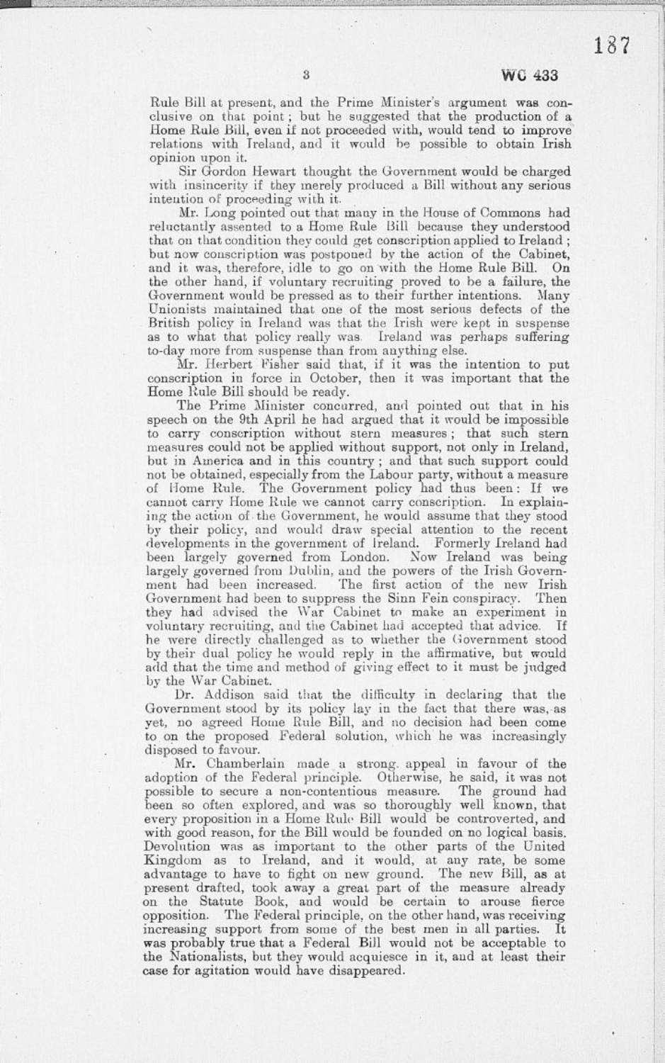Rule Bill at present, and the Prime Minister's argument was conclusive on that point; but he suggested that the production of a Home Rule Bill, even if not proceeded with, would tend to improve relations with Ireland, and it would be possible to obtain Irish opinion upon it.

Sir Gordon Hewart thought the Government would be charged with insincerity if they merely produced a Bill without any serious intention of proceeding with it.

Mr. Long pointed out that many in the House of Commons had reluctantly assented to a Home Rule Bill because they understood that on that condition they could get conscription applied to Ireland; but now conscription was postponed by the action of the Cabinet, and it was, therefore, idle to go on with the Home Rule Bill. On the other hand, if voluntary recruiting proved to be a failure, the Government would be pressed as to their further intentions. Many Unionists maintained that one of the most serious defects of the British policy in Ireland was that the Irish were kept in suspense as to what that policy really was. Ireland was perhaps suffering to-day more from suspense than from anything else.

Mr. Herbert Fisher said that, if it was the intention to put conscription in force in October, then it was important that the Home Rule Bill should be ready.

The Prime Minister concurred, and pointed out that in his speech on the 9th April he had argued that it would be impossible to carry conscription without stern measures; that such stern measures could not be applied without support, not only in Ireland, but in America and in this country; and that such support could not be obtained, especially from the Labour party, without a measure of Home Rule. The Government policy had thus been: If we cannot carry Home Rule we cannot carry conscription. In explaining the action of the Government, he would assume that they stood by their policy, and would draw special attention to the recent developments in the government of Ireland. Formerly Ireland had been largely governed from London. Now Ireland was being largely governed from Dublin, and the powers of the Irish Government had been increased. The first action of the new Irish Government had been to suppress the Sinn Fein conspiracy. Then they had advised the War Cabinet to make an experiment in voluntary recruiting, and the Cabinet had accepted that advice. If he were directly challenged as to whether the Government stood by their dual policy he would reply in the affirmative, but would add that the time and method of giving effect to it must be judged by the War Cabinet.

Dr. Addison said that the difficulty in declaring that the Government stood by its policy lay in the fact that there was, as yet, no agreed Home Rule Bill, and no decision had been come to on the proposed Federal solution, which he was increasingly disposed to favour.

Mr. Chamberlain made a strong appeal in favour of the adoption of the Federal principle. Otherwise, he said, it was not possible to secure a non-contentious measure. The ground had been so often explored, and was so thoroughly well known, that every proposition in a Home Rule Bill would be controverted, and with good reason, for the Bill would be founded on no logical basis. Devolution was as important to the other parts of the United Kingdom as to Ireland, and it would, at any rate, be some advantage to have to fight on new ground. The new Bill, as at present drafted, took away a great part of the measure already on the Statute Book, and would be certain to arouse fierce opposition. The Federal principle, on the other hand, was receiving increasing support from some of the best men in all parties. It was probably true that a Federal Bill would not be acceptable to the Nationalists, but they would acquiesce in it, and at least their case for agitation would have disappeared.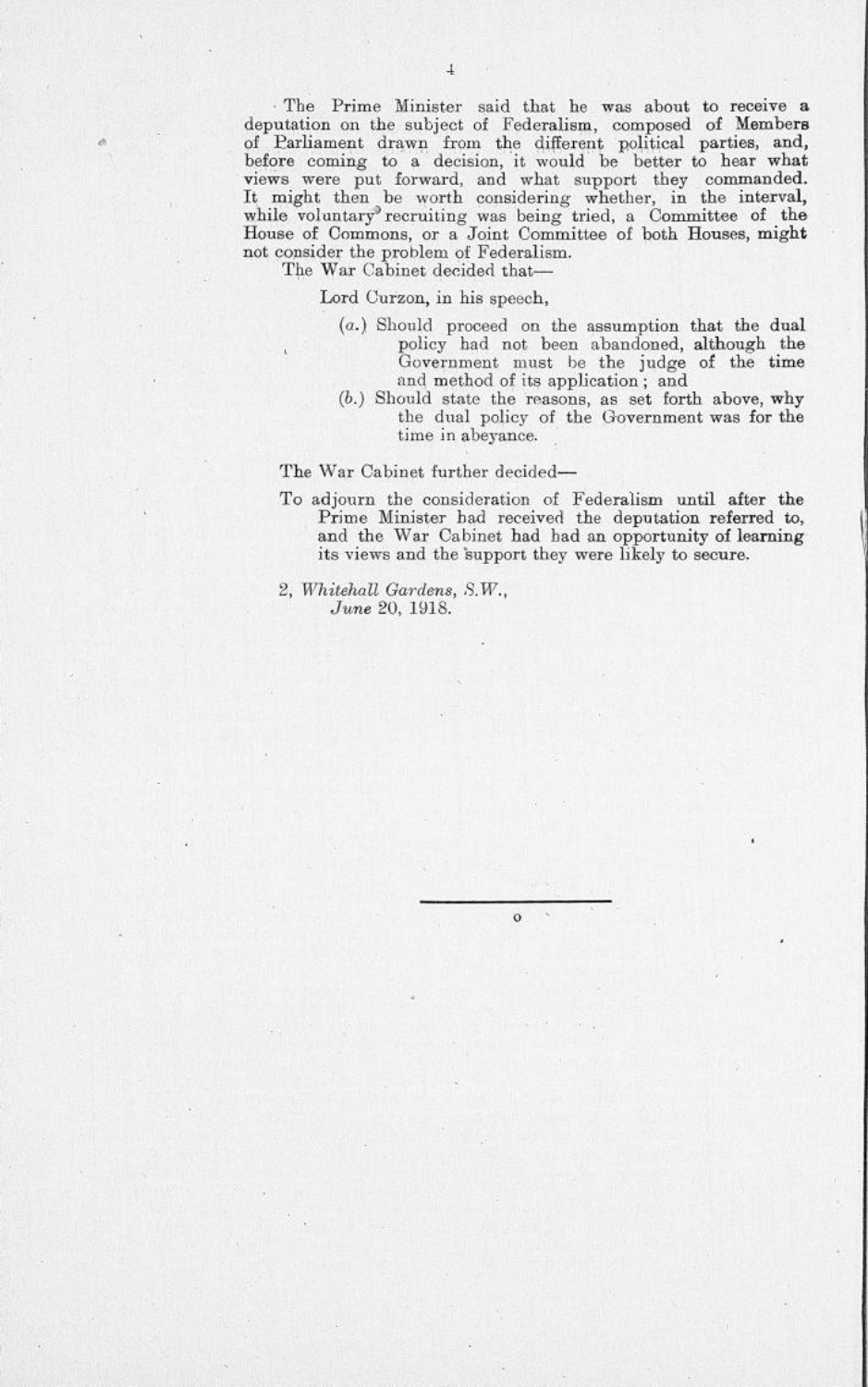The Prime Minister said that he was about to receive a deputation on the subject of Federalism, composed of Members of Parliament drawn from the different political parties, and, before coming to a decision, it would be better to hear what views were put forward, and what support they commanded. It might then be worth considering whether, in the interval, while voluntary recruiting was being tried, a Committee of the House of Commons, or a Joint Committee of both Houses, might not consider the problem of Federalism.

The War Cabinet decided that—

Lord Curzon, in his speech,

(a.) Should proceed on the assumption that the dual policy had not been abandoned, although the Government must be the judge of the time and method of its application; and

(b.) Should state the reasons, as set forth above, why the dual policy of the Government was for the time in abeyance.

The War Cabinet further decided—

To adjourn the consideration of Federalism until after the Prime Minister had received the deputation referred to, and the War Cabinet had had an opportunity of learning its views and the support they were likely to secure.

2, *Whitehall Gardens, S.W.,*
*June* 20, 1918.